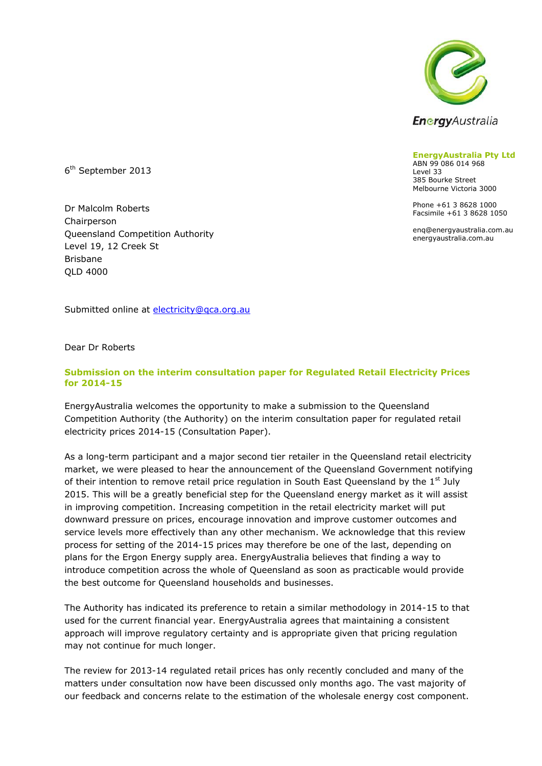EnergyAustralia

**EnergyAustralia Pty Ltd**
ABN 99 086 014 968
Level 33
385 Bourke Street
Melbourne Victoria 3000

Phone +61 3 8628 1000
Facsimile +61 3 8628 1050

enq@energyaustralia.com.au
energyaustralia.com.au

6th September 2013

Dr Malcolm Roberts
Chairperson
Queensland Competition Authority
Level 19, 12 Creek St
Brisbane
QLD 4000

Submitted online at electricity@qca.org.au

Dear Dr Roberts

**Submission on the interim consultation paper for Regulated Retail Electricity Prices for 2014-15**

EnergyAustralia welcomes the opportunity to make a submission to the Queensland Competition Authority (the Authority) on the interim consultation paper for regulated retail electricity prices 2014-15 (Consultation Paper).

As a long-term participant and a major second tier retailer in the Queensland retail electricity market, we were pleased to hear the announcement of the Queensland Government notifying of their intention to remove retail price regulation in South East Queensland by the 1st July 2015. This will be a greatly beneficial step for the Queensland energy market as it will assist in improving competition. Increasing competition in the retail electricity market will put downward pressure on prices, encourage innovation and improve customer outcomes and service levels more effectively than any other mechanism. We acknowledge that this review process for setting of the 2014-15 prices may therefore be one of the last, depending on plans for the Ergon Energy supply area. EnergyAustralia believes that finding a way to introduce competition across the whole of Queensland as soon as practicable would provide the best outcome for Queensland households and businesses.

The Authority has indicated its preference to retain a similar methodology in 2014-15 to that used for the current financial year. EnergyAustralia agrees that maintaining a consistent approach will improve regulatory certainty and is appropriate given that pricing regulation may not continue for much longer.

The review for 2013-14 regulated retail prices has only recently concluded and many of the matters under consultation now have been discussed only months ago. The vast majority of our feedback and concerns relate to the estimation of the wholesale energy cost component.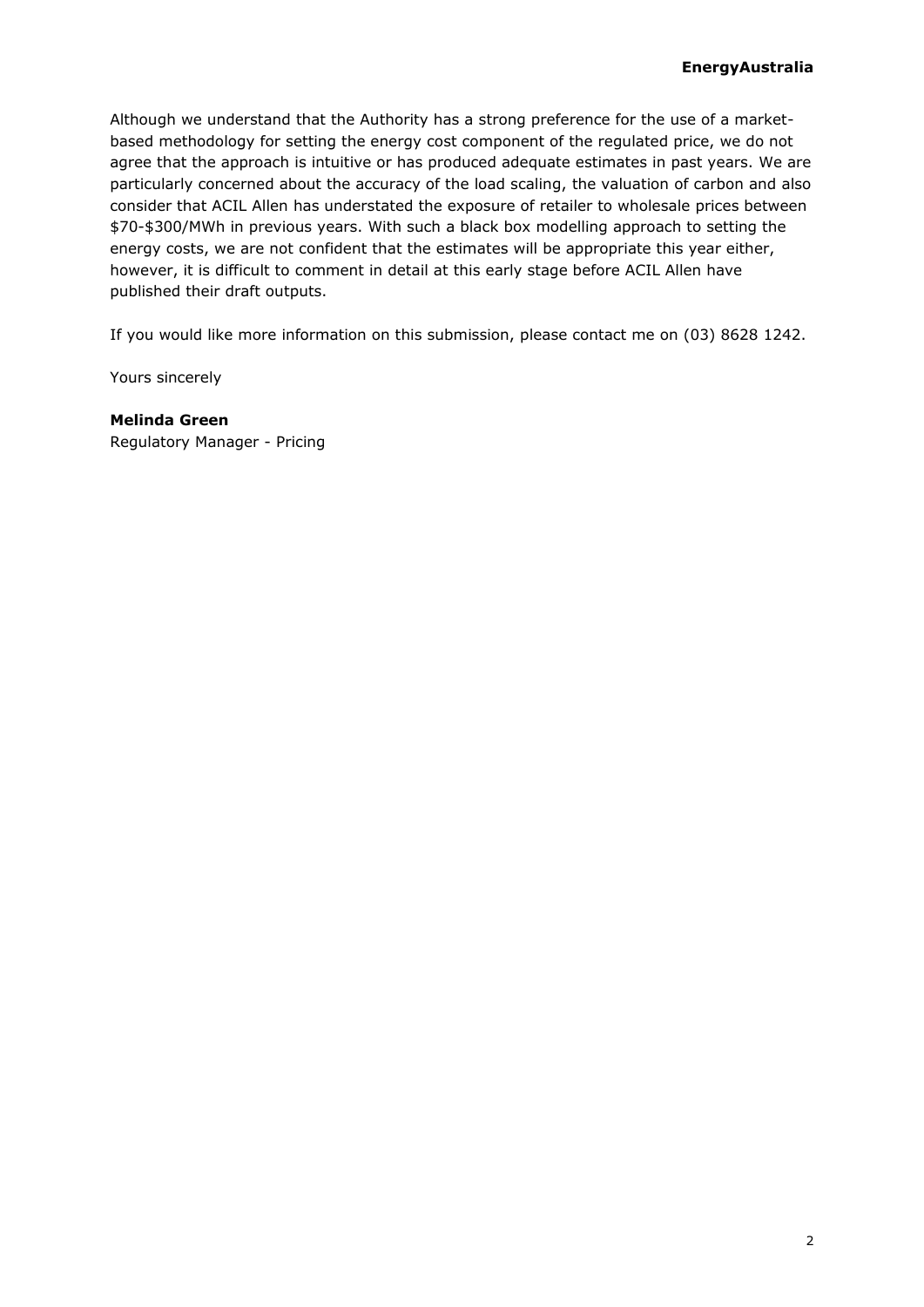Although we understand that the Authority has a strong preference for the use of a market-based methodology for setting the energy cost component of the regulated price, we do not agree that the approach is intuitive or has produced adequate estimates in past years. We are particularly concerned about the accuracy of the load scaling, the valuation of carbon and also consider that ACIL Allen has understated the exposure of retailer to wholesale prices between $70-$300/MWh in previous years. With such a black box modelling approach to setting the energy costs, we are not confident that the estimates will be appropriate this year either, however, it is difficult to comment in detail at this early stage before ACIL Allen have published their draft outputs.

If you would like more information on this submission, please contact me on (03) 8628 1242.

Yours sincerely

**Melinda Green**
Regulatory Manager - Pricing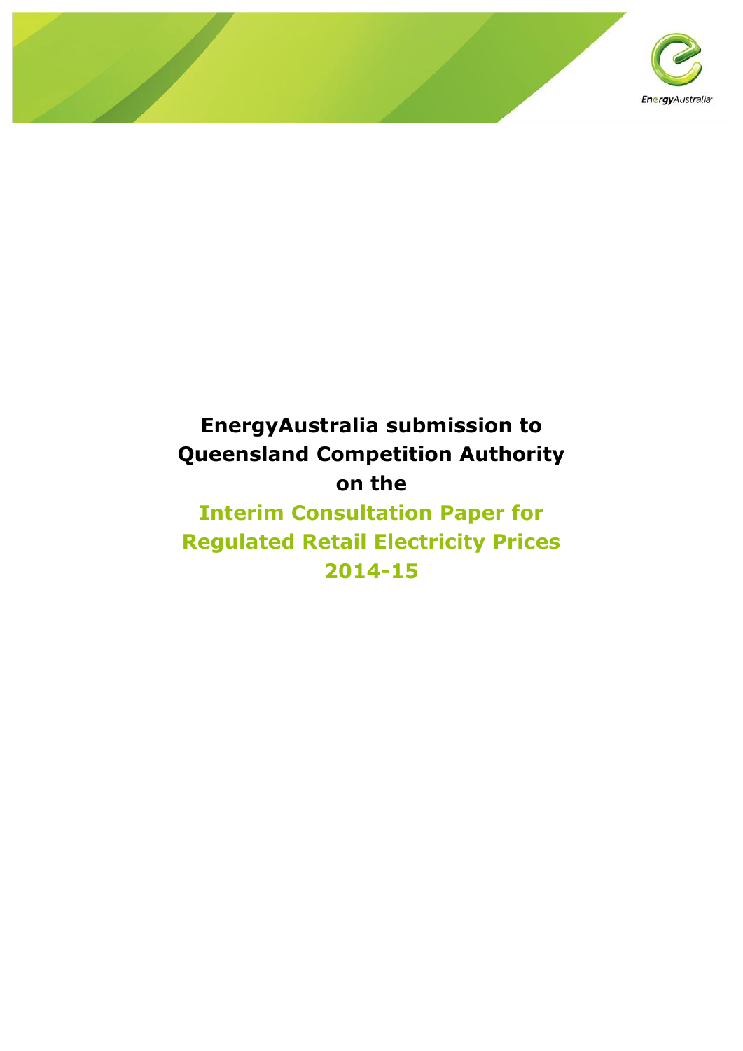# EnergyAustralia submission to Queensland Competition Authority on the

# Interim Consultation Paper for Regulated Retail Electricity Prices 2014-15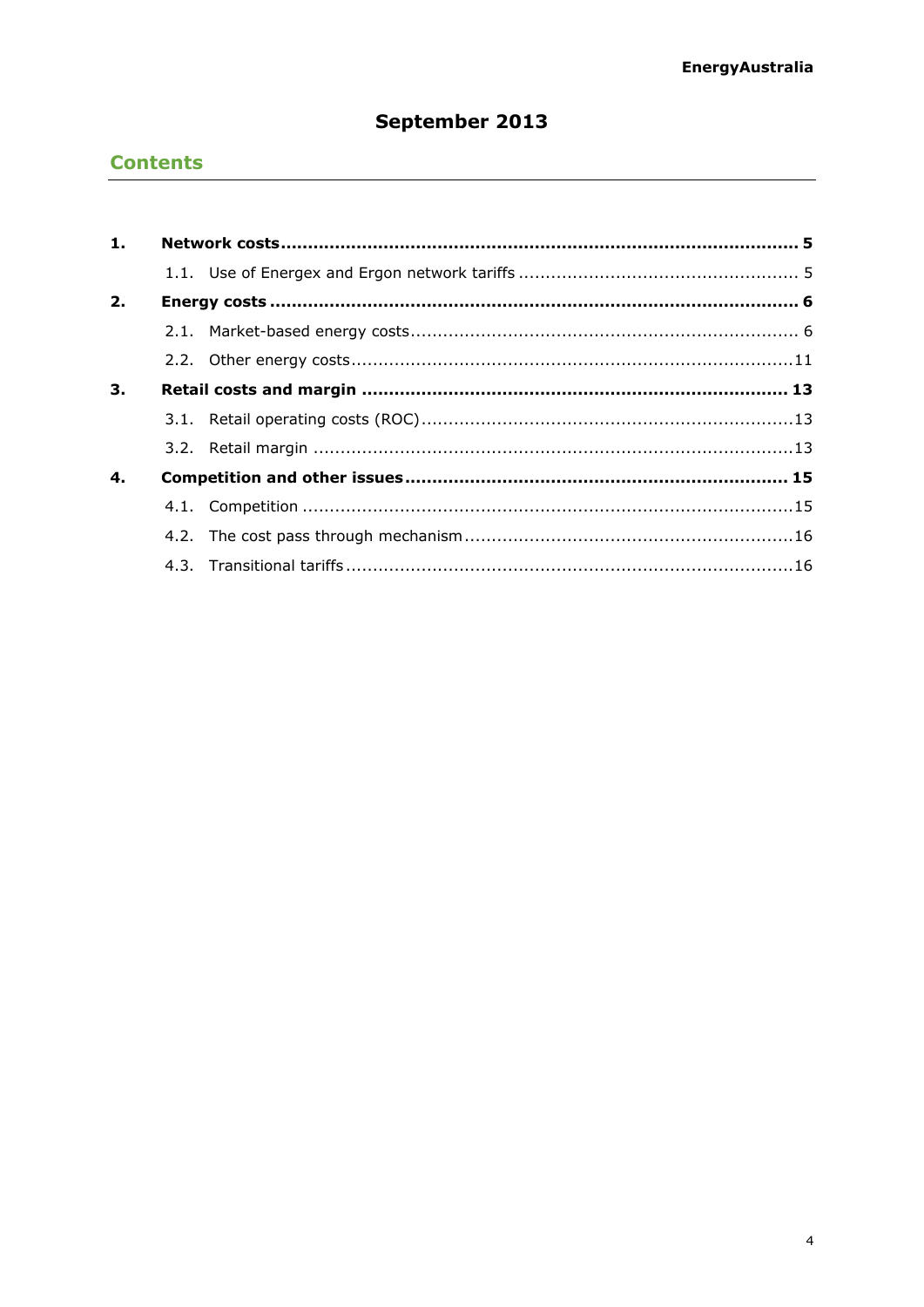# September 2013

## Contents

| | | |
|---|---|---|
| **1.** | **Network costs** | **5** |
| | 1.1. Use of Energex and Ergon network tariffs | 5 |
| **2.** | **Energy costs** | **6** |
| | 2.1. Market-based energy costs | 6 |
| | 2.2. Other energy costs | 11 |
| **3.** | **Retail costs and margin** | **13** |
| | 3.1. Retail operating costs (ROC) | 13 |
| | 3.2. Retail margin | 13 |
| **4.** | **Competition and other issues** | **15** |
| | 4.1. Competition | 15 |
| | 4.2. The cost pass through mechanism | 16 |
| | 4.3. Transitional tariffs | 16 |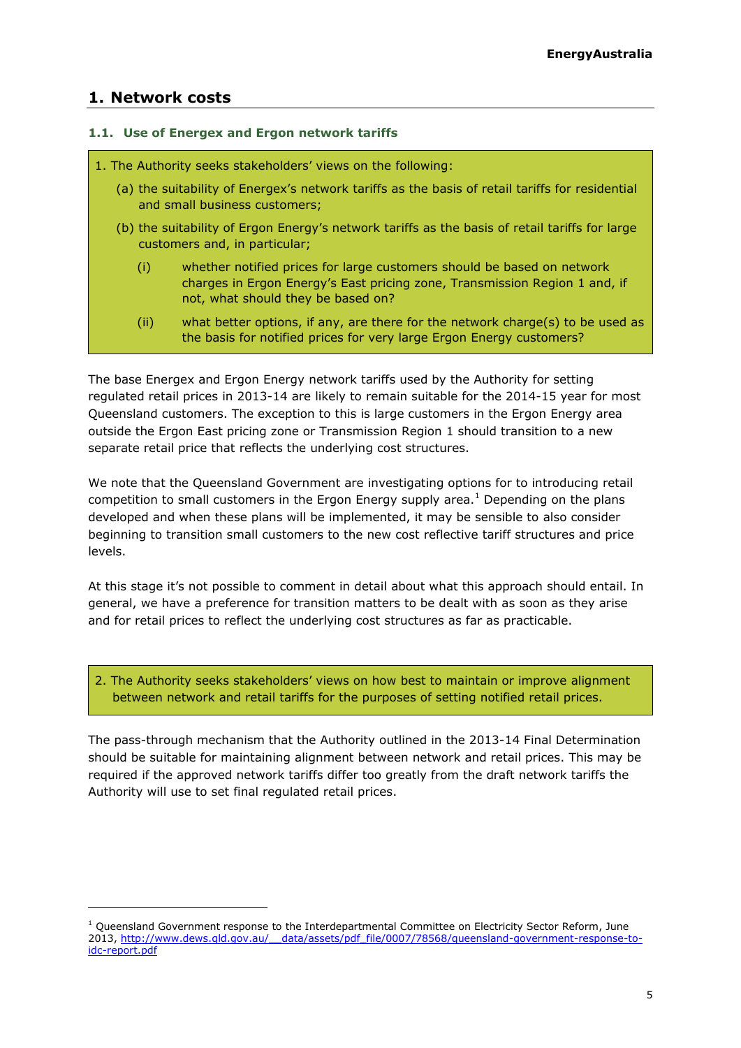# 1. Network costs

## 1.1. Use of Energex and Ergon network tariffs

> 1. The Authority seeks stakeholders' views on the following:
>    (a) the suitability of Energex's network tariffs as the basis of retail tariffs for residential and small business customers;
>    (b) the suitability of Ergon Energy's network tariffs as the basis of retail tariffs for large customers and, in particular;
>       (i) whether notified prices for large customers should be based on network charges in Ergon Energy's East pricing zone, Transmission Region 1 and, if not, what should they be based on?
>       (ii) what better options, if any, are there for the network charge(s) to be used as the basis for notified prices for very large Ergon Energy customers?

The base Energex and Ergon Energy network tariffs used by the Authority for setting regulated retail prices in 2013-14 are likely to remain suitable for the 2014-15 year for most Queensland customers. The exception to this is large customers in the Ergon Energy area outside the Ergon East pricing zone or Transmission Region 1 should transition to a new separate retail price that reflects the underlying cost structures.

We note that the Queensland Government are investigating options for to introducing retail competition to small customers in the Ergon Energy supply area.[1] Depending on the plans developed and when these plans will be implemented, it may be sensible to also consider beginning to transition small customers to the new cost reflective tariff structures and price levels.

At this stage it's not possible to comment in detail about what this approach should entail. In general, we have a preference for transition matters to be dealt with as soon as they arise and for retail prices to reflect the underlying cost structures as far as practicable.

> 2. The Authority seeks stakeholders' views on how best to maintain or improve alignment between network and retail tariffs for the purposes of setting notified retail prices.

The pass-through mechanism that the Authority outlined in the 2013-14 Final Determination should be suitable for maintaining alignment between network and retail prices. This may be required if the approved network tariffs differ too greatly from the draft network tariffs the Authority will use to set final regulated retail prices.

[1] Queensland Government response to the Interdepartmental Committee on Electricity Sector Reform, June 2013, http://www.dews.qld.gov.au/__data/assets/pdf_file/0007/78568/queensland-government-response-to-idc-report.pdf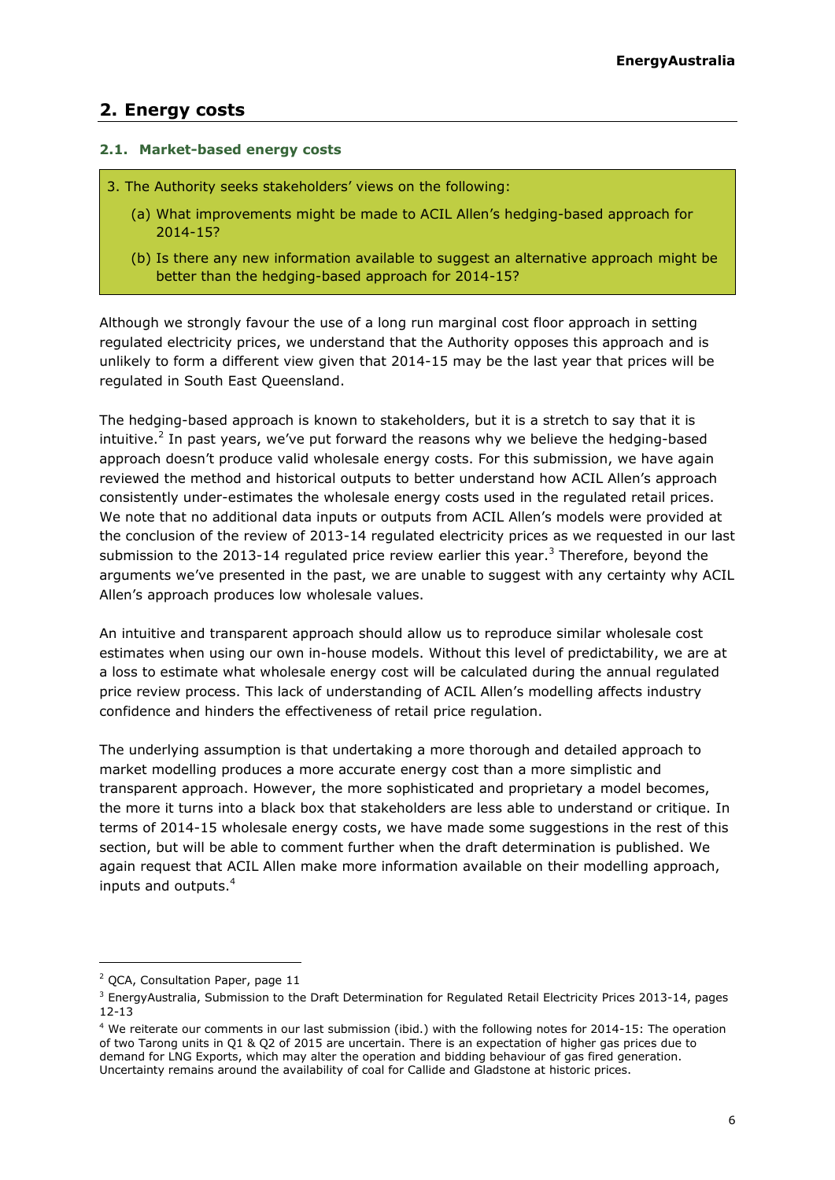## 2. Energy costs

### 2.1. Market-based energy costs

3. The Authority seeks stakeholders' views on the following:

   (a) What improvements might be made to ACIL Allen's hedging-based approach for 2014-15?

   (b) Is there any new information available to suggest an alternative approach might be better than the hedging-based approach for 2014-15?

Although we strongly favour the use of a long run marginal cost floor approach in setting regulated electricity prices, we understand that the Authority opposes this approach and is unlikely to form a different view given that 2014-15 may be the last year that prices will be regulated in South East Queensland.

The hedging-based approach is known to stakeholders, but it is a stretch to say that it is intuitive.[2] In past years, we've put forward the reasons why we believe the hedging-based approach doesn't produce valid wholesale energy costs. For this submission, we have again reviewed the method and historical outputs to better understand how ACIL Allen's approach consistently under-estimates the wholesale energy costs used in the regulated retail prices. We note that no additional data inputs or outputs from ACIL Allen's models were provided at the conclusion of the review of 2013-14 regulated electricity prices as we requested in our last submission to the 2013-14 regulated price review earlier this year.[3] Therefore, beyond the arguments we've presented in the past, we are unable to suggest with any certainty why ACIL Allen's approach produces low wholesale values.

An intuitive and transparent approach should allow us to reproduce similar wholesale cost estimates when using our own in-house models. Without this level of predictability, we are at a loss to estimate what wholesale energy cost will be calculated during the annual regulated price review process. This lack of understanding of ACIL Allen's modelling affects industry confidence and hinders the effectiveness of retail price regulation.

The underlying assumption is that undertaking a more thorough and detailed approach to market modelling produces a more accurate energy cost than a more simplistic and transparent approach. However, the more sophisticated and proprietary a model becomes, the more it turns into a black box that stakeholders are less able to understand or critique. In terms of 2014-15 wholesale energy costs, we have made some suggestions in the rest of this section, but will be able to comment further when the draft determination is published. We again request that ACIL Allen make more information available on their modelling approach, inputs and outputs.[4]

---

[2] QCA, Consultation Paper, page 11

[3] EnergyAustralia, Submission to the Draft Determination for Regulated Retail Electricity Prices 2013-14, pages 12-13

[4] We reiterate our comments in our last submission (ibid.) with the following notes for 2014-15: The operation of two Tarong units in Q1 & Q2 of 2015 are uncertain. There is an expectation of higher gas prices due to demand for LNG Exports, which may alter the operation and bidding behaviour of gas fired generation. Uncertainty remains around the availability of coal for Callide and Gladstone at historic prices.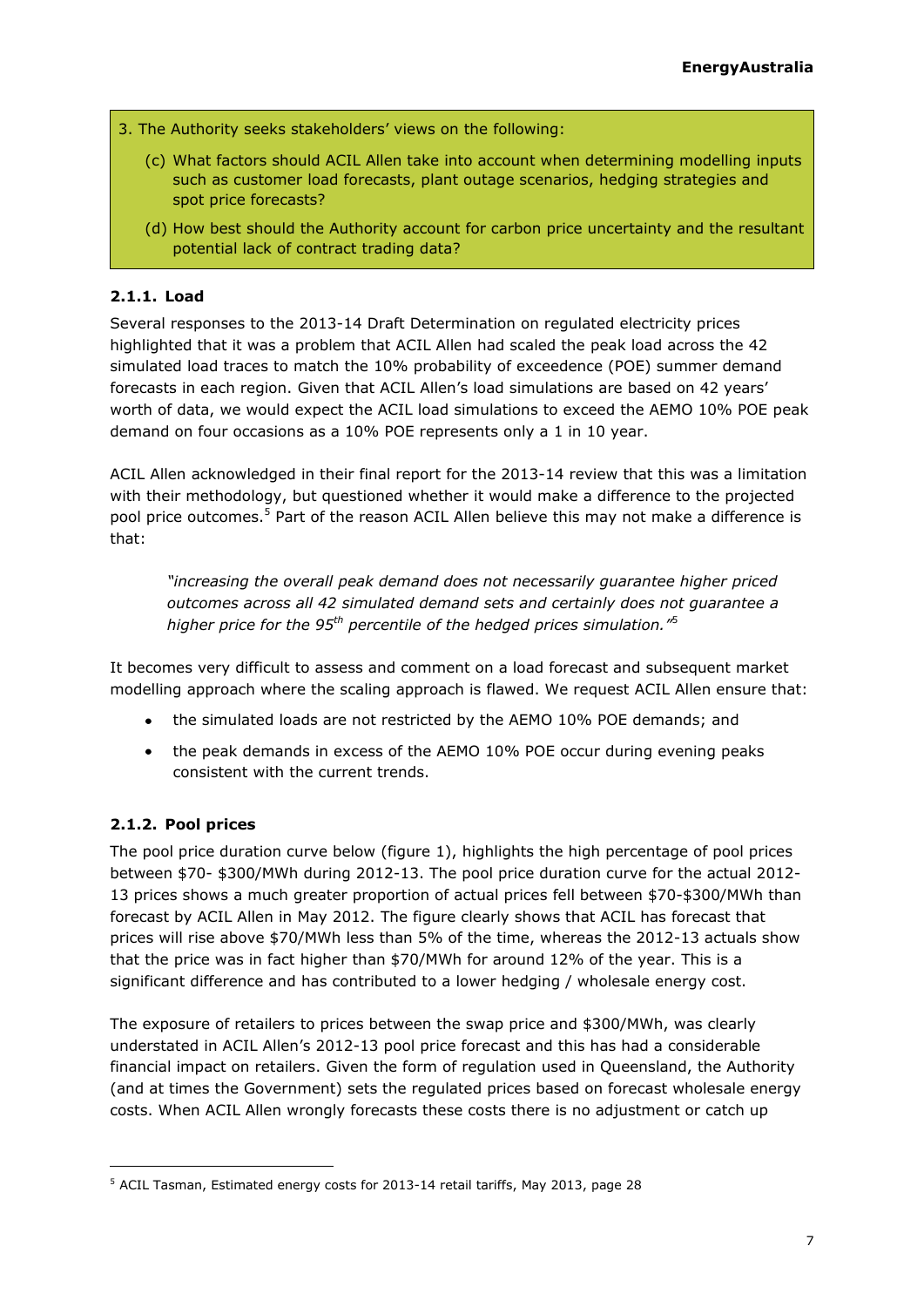3. The Authority seeks stakeholders' views on the following:

   (c) What factors should ACIL Allen take into account when determining modelling inputs such as customer load forecasts, plant outage scenarios, hedging strategies and spot price forecasts?

   (d) How best should the Authority account for carbon price uncertainty and the resultant potential lack of contract trading data?

### 2.1.1. Load

Several responses to the 2013-14 Draft Determination on regulated electricity prices highlighted that it was a problem that ACIL Allen had scaled the peak load across the 42 simulated load traces to match the 10% probability of exceedence (POE) summer demand forecasts in each region. Given that ACIL Allen's load simulations are based on 42 years' worth of data, we would expect the ACIL load simulations to exceed the AEMO 10% POE peak demand on four occasions as a 10% POE represents only a 1 in 10 year.

ACIL Allen acknowledged in their final report for the 2013-14 review that this was a limitation with their methodology, but questioned whether it would make a difference to the projected pool price outcomes.[5] Part of the reason ACIL Allen believe this may not make a difference is that:

> *"increasing the overall peak demand does not necessarily guarantee higher priced outcomes across all 42 simulated demand sets and certainly does not guarantee a higher price for the 95th percentile of the hedged prices simulation."*[5]

It becomes very difficult to assess and comment on a load forecast and subsequent market modelling approach where the scaling approach is flawed. We request ACIL Allen ensure that:

- the simulated loads are not restricted by the AEMO 10% POE demands; and
- the peak demands in excess of the AEMO 10% POE occur during evening peaks consistent with the current trends.

### 2.1.2. Pool prices

The pool price duration curve below (figure 1), highlights the high percentage of pool prices between $70- $300/MWh during 2012-13. The pool price duration curve for the actual 2012-13 prices shows a much greater proportion of actual prices fell between $70-$300/MWh than forecast by ACIL Allen in May 2012. The figure clearly shows that ACIL has forecast that prices will rise above $70/MWh less than 5% of the time, whereas the 2012-13 actuals show that the price was in fact higher than $70/MWh for around 12% of the year. This is a significant difference and has contributed to a lower hedging / wholesale energy cost.

The exposure of retailers to prices between the swap price and $300/MWh, was clearly understated in ACIL Allen's 2012-13 pool price forecast and this has had a considerable financial impact on retailers. Given the form of regulation used in Queensland, the Authority (and at times the Government) sets the regulated prices based on forecast wholesale energy costs. When ACIL Allen wrongly forecasts these costs there is no adjustment or catch up

[5] ACIL Tasman, Estimated energy costs for 2013-14 retail tariffs, May 2013, page 28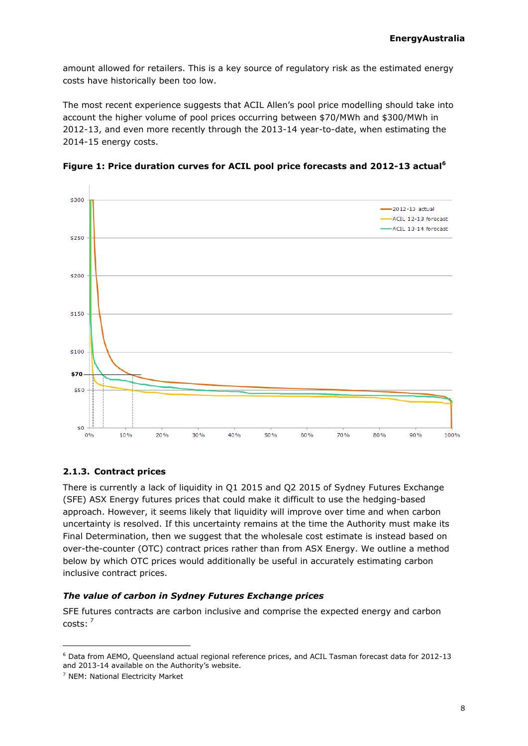amount allowed for retailers. This is a key source of regulatory risk as the estimated energy costs have historically been too low.

The most recent experience suggests that ACIL Allen's pool price modelling should take into account the higher volume of pool prices occurring between $70/MWh and $300/MWh in 2012-13, and even more recently through the 2013-14 year-to-date, when estimating the 2014-15 energy costs.

**Figure 1: Price duration curves for ACIL pool price forecasts and 2012-13 actual**[6]

### 2.1.3. Contract prices

There is currently a lack of liquidity in Q1 2015 and Q2 2015 of Sydney Futures Exchange (SFE) ASX Energy futures prices that could make it difficult to use the hedging-based approach. However, it seems likely that liquidity will improve over time and when carbon uncertainty is resolved. If this uncertainty remains at the time the Authority must make its Final Determination, then we suggest that the wholesale cost estimate is instead based on over-the-counter (OTC) contract prices rather than from ASX Energy. We outline a method below by which OTC prices would additionally be useful in accurately estimating carbon inclusive contract prices.

***The value of carbon in Sydney Futures Exchange prices***

SFE futures contracts are carbon inclusive and comprise the expected energy and carbon costs: [7]

---

[6] Data from AEMO, Queensland actual regional reference prices, and ACIL Tasman forecast data for 2012-13 and 2013-14 available on the Authority's website.

[7] NEM: National Electricity Market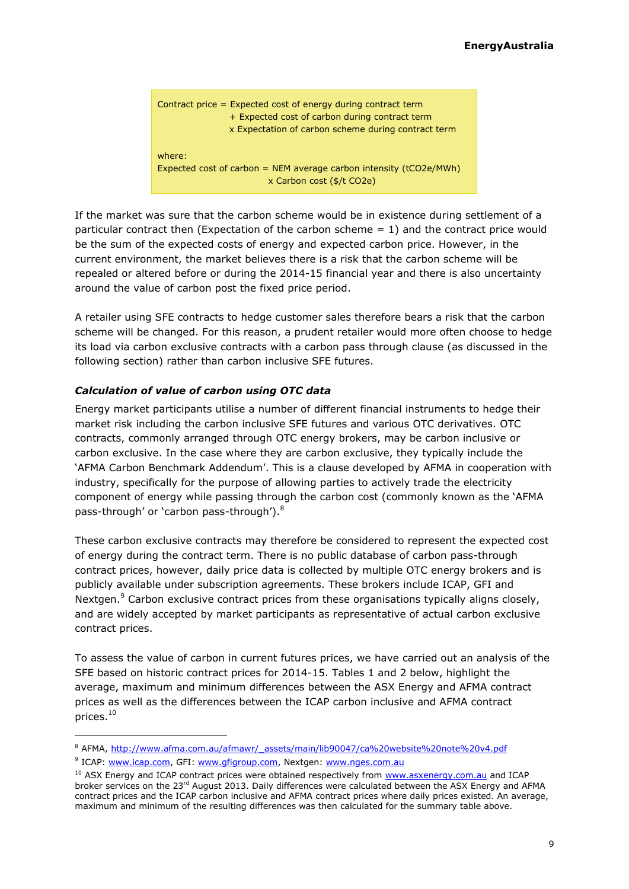```
Contract price = Expected cost of energy during contract term
                 + Expected cost of carbon during contract term
                 x Expectation of carbon scheme during contract term

where:
Expected cost of carbon = NEM average carbon intensity (tCO2e/MWh)
                          x Carbon cost ($/t CO2e)
```

If the market was sure that the carbon scheme would be in existence during settlement of a particular contract then (Expectation of the carbon scheme = 1) and the contract price would be the sum of the expected costs of energy and expected carbon price. However, in the current environment, the market believes there is a risk that the carbon scheme will be repealed or altered before or during the 2014-15 financial year and there is also uncertainty around the value of carbon post the fixed price period.

A retailer using SFE contracts to hedge customer sales therefore bears a risk that the carbon scheme will be changed. For this reason, a prudent retailer would more often choose to hedge its load via carbon exclusive contracts with a carbon pass through clause (as discussed in the following section) rather than carbon inclusive SFE futures.

### *Calculation of value of carbon using OTC data*

Energy market participants utilise a number of different financial instruments to hedge their market risk including the carbon inclusive SFE futures and various OTC derivatives. OTC contracts, commonly arranged through OTC energy brokers, may be carbon inclusive or carbon exclusive. In the case where they are carbon exclusive, they typically include the 'AFMA Carbon Benchmark Addendum'. This is a clause developed by AFMA in cooperation with industry, specifically for the purpose of allowing parties to actively trade the electricity component of energy while passing through the carbon cost (commonly known as the 'AFMA pass-through' or 'carbon pass-through').[8]

These carbon exclusive contracts may therefore be considered to represent the expected cost of energy during the contract term. There is no public database of carbon pass-through contract prices, however, daily price data is collected by multiple OTC energy brokers and is publicly available under subscription agreements. These brokers include ICAP, GFI and Nextgen.[9] Carbon exclusive contract prices from these organisations typically aligns closely, and are widely accepted by market participants as representative of actual carbon exclusive contract prices.

To assess the value of carbon in current futures prices, we have carried out an analysis of the SFE based on historic contract prices for 2014-15. Tables 1 and 2 below, highlight the average, maximum and minimum differences between the ASX Energy and AFMA contract prices as well as the differences between the ICAP carbon inclusive and AFMA contract prices.[10]

---

[8] AFMA, http://www.afma.com.au/afmawr/_assets/main/lib90047/ca%20website%20note%20v4.pdf

[9] ICAP: www.icap.com, GFI: www.gfigroup.com, Nextgen: www.nges.com.au

[10] ASX Energy and ICAP contract prices were obtained respectively from www.asxenergy.com.au and ICAP broker services on the 23rd August 2013. Daily differences were calculated between the ASX Energy and AFMA contract prices and the ICAP carbon inclusive and AFMA contract prices where daily prices existed. An average, maximum and minimum of the resulting differences was then calculated for the summary table above.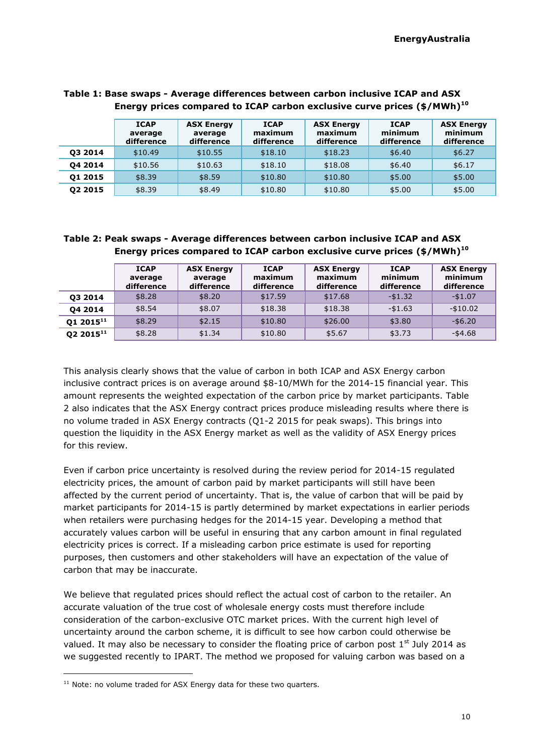**Table 1: Base swaps - Average differences between carbon inclusive ICAP and ASX Energy prices compared to ICAP carbon exclusive curve prices ($/MWh)[10]**

| | ICAP average difference | ASX Energy average difference | ICAP maximum difference | ASX Energy maximum difference | ICAP minimum difference | ASX Energy minimum difference |
|---|---|---|---|---|---|---|
| **Q3 2014** | $10.49 | $10.55 | $18.10 | $18.23 | $6.40 | $6.27 |
| **Q4 2014** | $10.56 | $10.63 | $18.10 | $18.08 | $6.40 | $6.17 |
| **Q1 2015** | $8.39 | $8.59 | $10.80 | $10.80 | $5.00 | $5.00 |
| **Q2 2015** | $8.39 | $8.49 | $10.80 | $10.80 | $5.00 | $5.00 |

**Table 2: Peak swaps - Average differences between carbon inclusive ICAP and ASX Energy prices compared to ICAP carbon exclusive curve prices ($/MWh)[10]**

| | ICAP average difference | ASX Energy average difference | ICAP maximum difference | ASX Energy maximum difference | ICAP minimum difference | ASX Energy minimum difference |
|---|---|---|---|---|---|---|
| **Q3 2014** | $8.28 | $8.20 | $17.59 | $17.68 | -$1.32 | -$1.07 |
| **Q4 2014** | $8.54 | $8.07 | $18.38 | $18.38 | -$1.63 | -$10.02 |
| **Q1 2015[11]** | $8.29 | $2.15 | $10.80 | $26.00 | $3.80 | -$6.20 |
| **Q2 2015[11]** | $8.28 | $1.34 | $10.80 | $5.67 | $3.73 | -$4.68 |

This analysis clearly shows that the value of carbon in both ICAP and ASX Energy carbon inclusive contract prices is on average around $8-10/MWh for the 2014-15 financial year. This amount represents the weighted expectation of the carbon price by market participants. Table 2 also indicates that the ASX Energy contract prices produce misleading results where there is no volume traded in ASX Energy contracts (Q1-2 2015 for peak swaps). This brings into question the liquidity in the ASX Energy market as well as the validity of ASX Energy prices for this review.

Even if carbon price uncertainty is resolved during the review period for 2014-15 regulated electricity prices, the amount of carbon paid by market participants will still have been affected by the current period of uncertainty. That is, the value of carbon that will be paid by market participants for 2014-15 is partly determined by market expectations in earlier periods when retailers were purchasing hedges for the 2014-15 year. Developing a method that accurately values carbon will be useful in ensuring that any carbon amount in final regulated electricity prices is correct. If a misleading carbon price estimate is used for reporting purposes, then customers and other stakeholders will have an expectation of the value of carbon that may be inaccurate.

We believe that regulated prices should reflect the actual cost of carbon to the retailer. An accurate valuation of the true cost of wholesale energy costs must therefore include consideration of the carbon-exclusive OTC market prices. With the current high level of uncertainty around the carbon scheme, it is difficult to see how carbon could otherwise be valued. It may also be necessary to consider the floating price of carbon post 1st July 2014 as we suggested recently to IPART. The method we proposed for valuing carbon was based on a

[11] Note: no volume traded for ASX Energy data for these two quarters.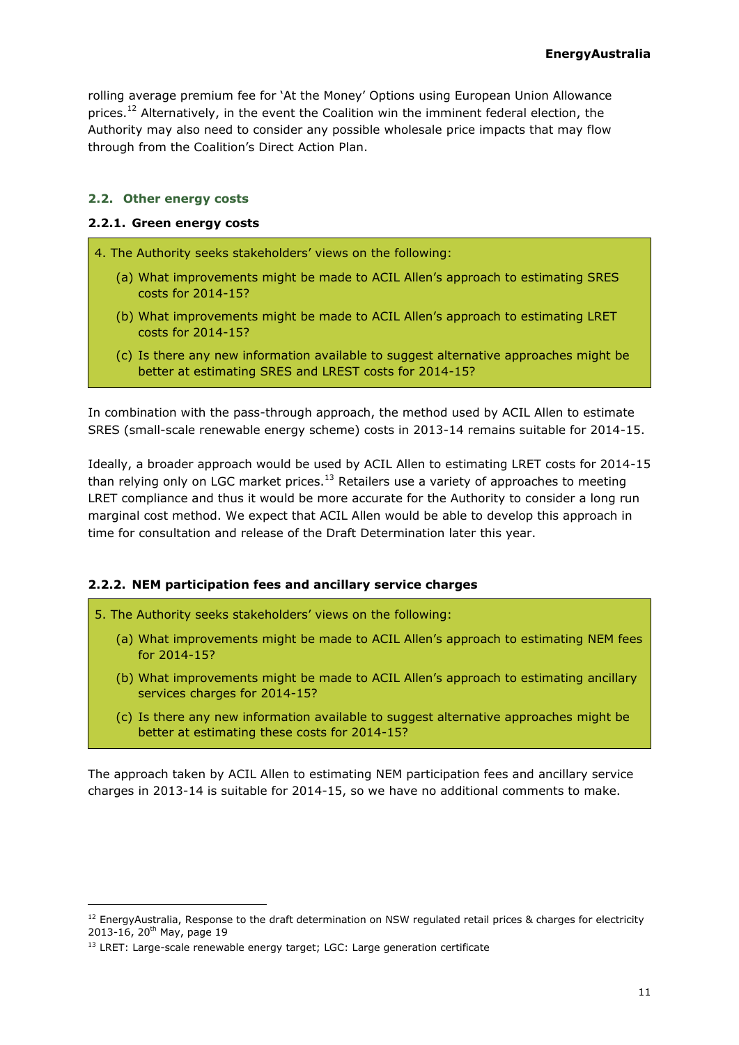rolling average premium fee for 'At the Money' Options using European Union Allowance prices.[12] Alternatively, in the event the Coalition win the imminent federal election, the Authority may also need to consider any possible wholesale price impacts that may flow through from the Coalition's Direct Action Plan.

## 2.2. Other energy costs

### 2.2.1. Green energy costs

> 4. The Authority seeks stakeholders' views on the following:
>
> (a) What improvements might be made to ACIL Allen's approach to estimating SRES costs for 2014-15?
>
> (b) What improvements might be made to ACIL Allen's approach to estimating LRET costs for 2014-15?
>
> (c) Is there any new information available to suggest alternative approaches might be better at estimating SRES and LREST costs for 2014-15?

In combination with the pass-through approach, the method used by ACIL Allen to estimate SRES (small-scale renewable energy scheme) costs in 2013-14 remains suitable for 2014-15.

Ideally, a broader approach would be used by ACIL Allen to estimating LRET costs for 2014-15 than relying only on LGC market prices.[13] Retailers use a variety of approaches to meeting LRET compliance and thus it would be more accurate for the Authority to consider a long run marginal cost method. We expect that ACIL Allen would be able to develop this approach in time for consultation and release of the Draft Determination later this year.

### 2.2.2. NEM participation fees and ancillary service charges

> 5. The Authority seeks stakeholders' views on the following:
>
> (a) What improvements might be made to ACIL Allen's approach to estimating NEM fees for 2014-15?
>
> (b) What improvements might be made to ACIL Allen's approach to estimating ancillary services charges for 2014-15?
>
> (c) Is there any new information available to suggest alternative approaches might be better at estimating these costs for 2014-15?

The approach taken by ACIL Allen to estimating NEM participation fees and ancillary service charges in 2013-14 is suitable for 2014-15, so we have no additional comments to make.

---

[12] EnergyAustralia, Response to the draft determination on NSW regulated retail prices & charges for electricity 2013-16, 20th May, page 19

[13] LRET: Large-scale renewable energy target; LGC: Large generation certificate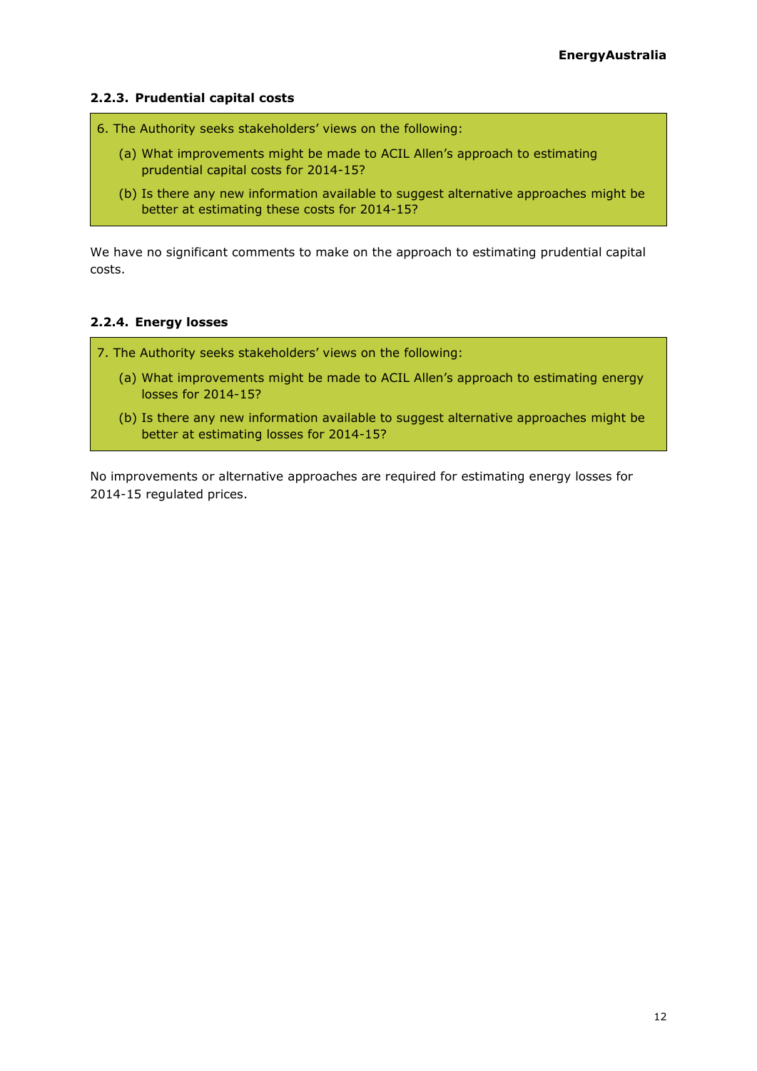### 2.2.3. Prudential capital costs

6. The Authority seeks stakeholders' views on the following:

   (a) What improvements might be made to ACIL Allen's approach to estimating prudential capital costs for 2014-15?

   (b) Is there any new information available to suggest alternative approaches might be better at estimating these costs for 2014-15?

We have no significant comments to make on the approach to estimating prudential capital costs.

### 2.2.4. Energy losses

7. The Authority seeks stakeholders' views on the following:

   (a) What improvements might be made to ACIL Allen's approach to estimating energy losses for 2014-15?

   (b) Is there any new information available to suggest alternative approaches might be better at estimating losses for 2014-15?

No improvements or alternative approaches are required for estimating energy losses for 2014-15 regulated prices.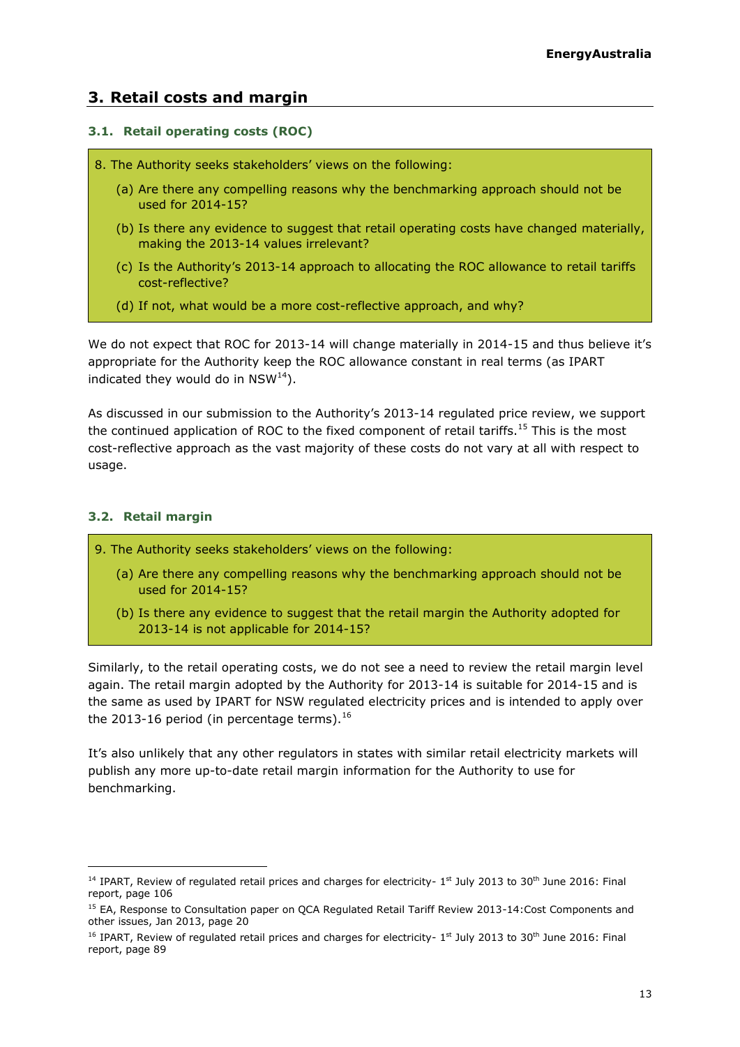## 3. Retail costs and margin

### 3.1. Retail operating costs (ROC)

> 8. The Authority seeks stakeholders' views on the following:
>
> (a) Are there any compelling reasons why the benchmarking approach should not be used for 2014-15?
>
> (b) Is there any evidence to suggest that retail operating costs have changed materially, making the 2013-14 values irrelevant?
>
> (c) Is the Authority's 2013-14 approach to allocating the ROC allowance to retail tariffs cost-reflective?
>
> (d) If not, what would be a more cost-reflective approach, and why?

We do not expect that ROC for 2013-14 will change materially in 2014-15 and thus believe it's appropriate for the Authority keep the ROC allowance constant in real terms (as IPART indicated they would do in NSW[14]).

As discussed in our submission to the Authority's 2013-14 regulated price review, we support the continued application of ROC to the fixed component of retail tariffs.[15] This is the most cost-reflective approach as the vast majority of these costs do not vary at all with respect to usage.

### 3.2. Retail margin

> 9. The Authority seeks stakeholders' views on the following:
>
> (a) Are there any compelling reasons why the benchmarking approach should not be used for 2014-15?
>
> (b) Is there any evidence to suggest that the retail margin the Authority adopted for 2013-14 is not applicable for 2014-15?

Similarly, to the retail operating costs, we do not see a need to review the retail margin level again. The retail margin adopted by the Authority for 2013-14 is suitable for 2014-15 and is the same as used by IPART for NSW regulated electricity prices and is intended to apply over the 2013-16 period (in percentage terms).[16]

It's also unlikely that any other regulators in states with similar retail electricity markets will publish any more up-to-date retail margin information for the Authority to use for benchmarking.

---

[14] IPART, Review of regulated retail prices and charges for electricity- 1st July 2013 to 30th June 2016: Final report, page 106

[15] EA, Response to Consultation paper on QCA Regulated Retail Tariff Review 2013-14:Cost Components and other issues, Jan 2013, page 20

[16] IPART, Review of regulated retail prices and charges for electricity- 1st July 2013 to 30th June 2016: Final report, page 89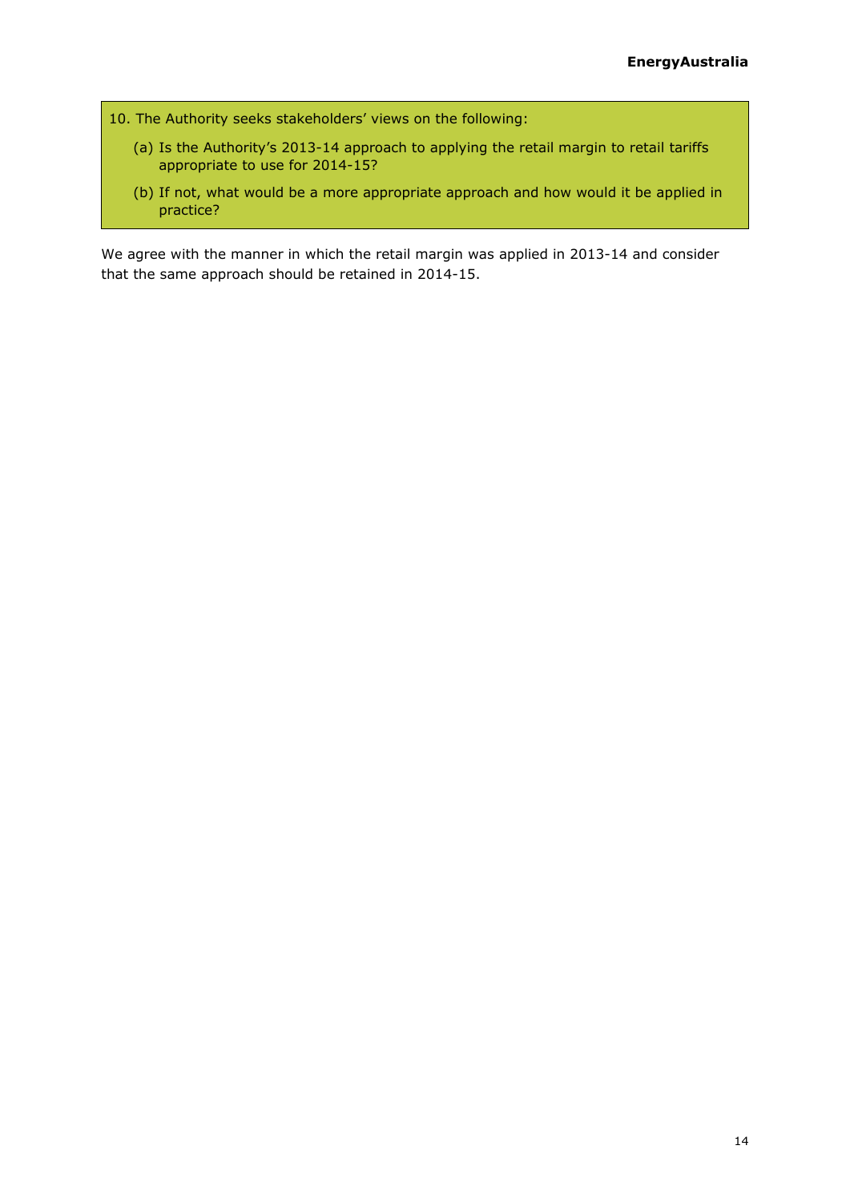10. The Authority seeks stakeholders' views on the following:

   (a) Is the Authority's 2013-14 approach to applying the retail margin to retail tariffs appropriate to use for 2014-15?

   (b) If not, what would be a more appropriate approach and how would it be applied in practice?

We agree with the manner in which the retail margin was applied in 2013-14 and consider that the same approach should be retained in 2014-15.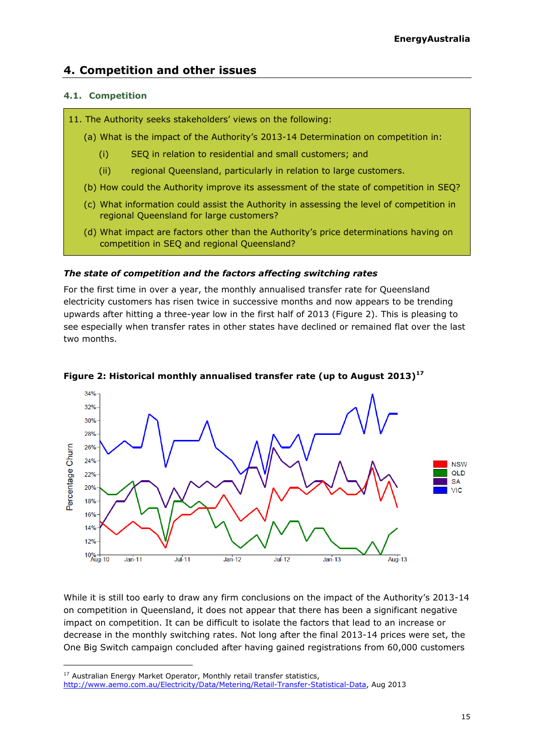## 4. Competition and other issues

### 4.1. Competition

11. The Authority seeks stakeholders' views on the following:

    (a) What is the impact of the Authority's 2013-14 Determination on competition in:

    (i) SEQ in relation to residential and small customers; and

    (ii) regional Queensland, particularly in relation to large customers.

    (b) How could the Authority improve its assessment of the state of competition in SEQ?

    (c) What information could assist the Authority in assessing the level of competition in regional Queensland for large customers?

    (d) What impact are factors other than the Authority's price determinations having on competition in SEQ and regional Queensland?

***The state of competition and the factors affecting switching rates***

For the first time in over a year, the monthly annualised transfer rate for Queensland electricity customers has risen twice in successive months and now appears to be trending upwards after hitting a three-year low in the first half of 2013 (Figure 2). This is pleasing to see especially when transfer rates in other states have declined or remained flat over the last two months.

**Figure 2: Historical monthly annualised transfer rate (up to August 2013)[17]**

While it is still too early to draw any firm conclusions on the impact of the Authority's 2013-14 on competition in Queensland, it does not appear that there has been a significant negative impact on competition. It can be difficult to isolate the factors that lead to an increase or decrease in the monthly switching rates. Not long after the final 2013-14 prices were set, the One Big Switch campaign concluded after having gained registrations from 60,000 customers

[17] Australian Energy Market Operator, Monthly retail transfer statistics, http://www.aemo.com.au/Electricity/Data/Metering/Retail-Transfer-Statistical-Data, Aug 2013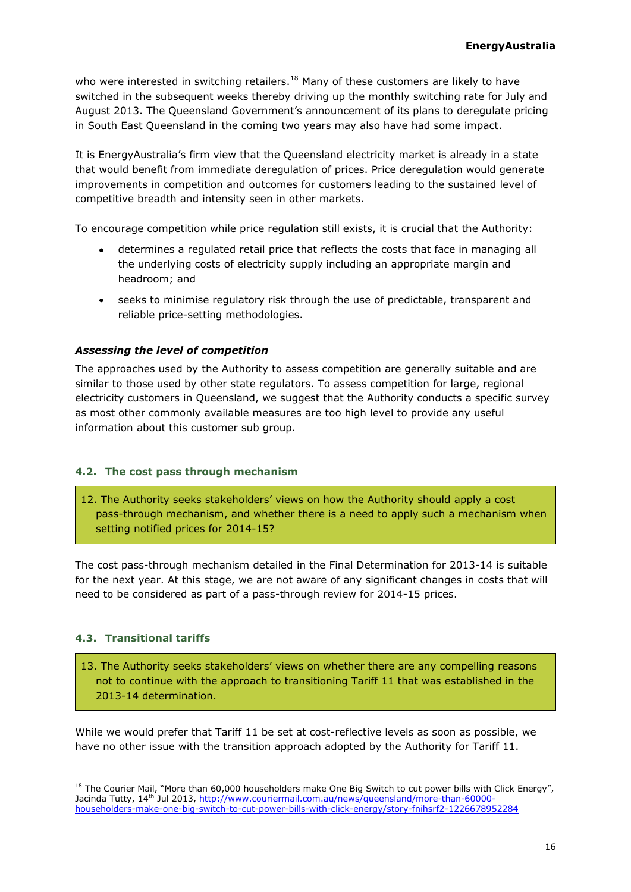who were interested in switching retailers.[18] Many of these customers are likely to have switched in the subsequent weeks thereby driving up the monthly switching rate for July and August 2013. The Queensland Government's announcement of its plans to deregulate pricing in South East Queensland in the coming two years may also have had some impact.

It is EnergyAustralia's firm view that the Queensland electricity market is already in a state that would benefit from immediate deregulation of prices. Price deregulation would generate improvements in competition and outcomes for customers leading to the sustained level of competitive breadth and intensity seen in other markets.

To encourage competition while price regulation still exists, it is crucial that the Authority:

- determines a regulated retail price that reflects the costs that face in managing all the underlying costs of electricity supply including an appropriate margin and headroom; and
- seeks to minimise regulatory risk through the use of predictable, transparent and reliable price-setting methodologies.

### *Assessing the level of competition*

The approaches used by the Authority to assess competition are generally suitable and are similar to those used by other state regulators. To assess competition for large, regional electricity customers in Queensland, we suggest that the Authority conducts a specific survey as most other commonly available measures are too high level to provide any useful information about this customer sub group.

### 4.2. The cost pass through mechanism

12. The Authority seeks stakeholders' views on how the Authority should apply a cost pass-through mechanism, and whether there is a need to apply such a mechanism when setting notified prices for 2014-15?

The cost pass-through mechanism detailed in the Final Determination for 2013-14 is suitable for the next year. At this stage, we are not aware of any significant changes in costs that will need to be considered as part of a pass-through review for 2014-15 prices.

### 4.3. Transitional tariffs

13. The Authority seeks stakeholders' views on whether there are any compelling reasons not to continue with the approach to transitioning Tariff 11 that was established in the 2013-14 determination.

While we would prefer that Tariff 11 be set at cost-reflective levels as soon as possible, we have no other issue with the transition approach adopted by the Authority for Tariff 11.

[18] The Courier Mail, "More than 60,000 householders make One Big Switch to cut power bills with Click Energy", Jacinda Tutty, 14th Jul 2013, http://www.couriermail.com.au/news/queensland/more-than-60000-householders-make-one-big-switch-to-cut-power-bills-with-click-energy/story-fnihsrf2-1226678952284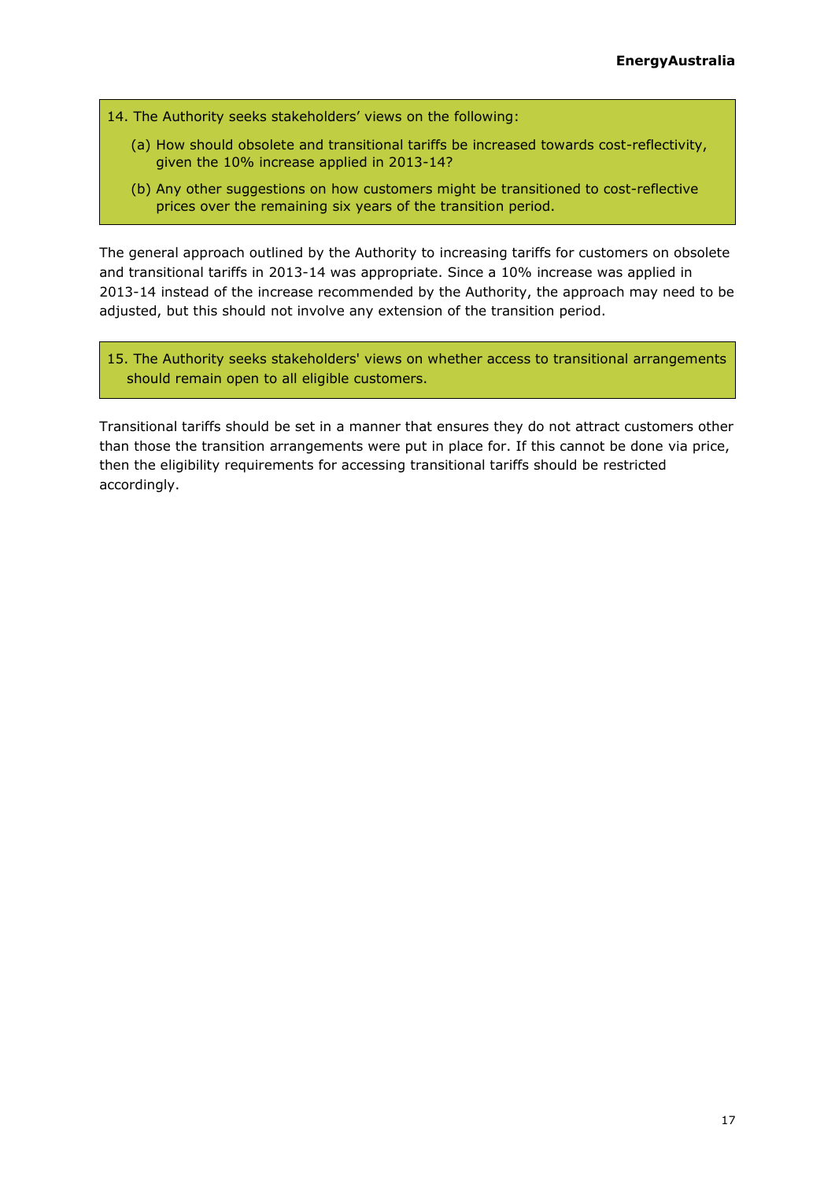14. The Authority seeks stakeholders' views on the following:

   (a) How should obsolete and transitional tariffs be increased towards cost-reflectivity, given the 10% increase applied in 2013-14?

   (b) Any other suggestions on how customers might be transitioned to cost-reflective prices over the remaining six years of the transition period.

The general approach outlined by the Authority to increasing tariffs for customers on obsolete and transitional tariffs in 2013-14 was appropriate. Since a 10% increase was applied in 2013-14 instead of the increase recommended by the Authority, the approach may need to be adjusted, but this should not involve any extension of the transition period.

15. The Authority seeks stakeholders' views on whether access to transitional arrangements should remain open to all eligible customers.

Transitional tariffs should be set in a manner that ensures they do not attract customers other than those the transition arrangements were put in place for. If this cannot be done via price, then the eligibility requirements for accessing transitional tariffs should be restricted accordingly.